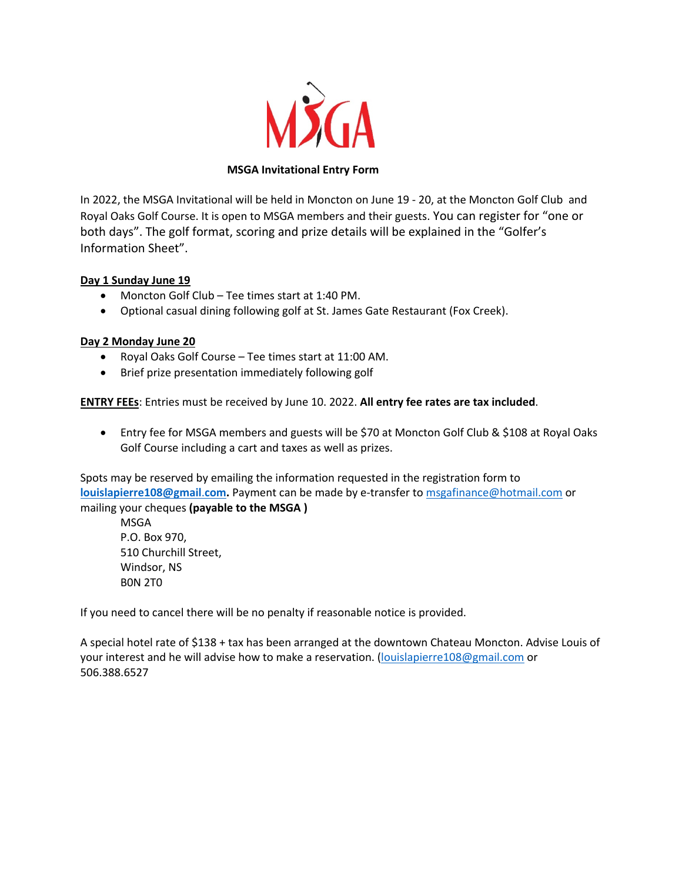MSGA

**MSGA Invitational Entry Form**

In 2022, the MSGA Invitational will be held in Moncton on June 19 - 20, at the Moncton Golf Club and Royal Oaks Golf Course. It is open to MSGA members and their guests. You can register for "one or both days". The golf format, scoring and prize details will be explained in the "Golfer's Information Sheet".

**Day 1 Sunday June 19**

- Moncton Golf Club – Tee times start at 1:40 PM.
- Optional casual dining following golf at St. James Gate Restaurant (Fox Creek).

**Day 2 Monday June 20**

- Royal Oaks Golf Course – Tee times start at 11:00 AM.
- Brief prize presentation immediately following golf

**ENTRY FEEs**: Entries must be received by June 10. 2022. **All entry fee rates are tax included**.

- Entry fee for MSGA members and guests will be $70 at Moncton Golf Club & $108 at Royal Oaks Golf Course including a cart and taxes as well as prizes.

Spots may be reserved by emailing the information requested in the registration form to **louislapierre108@gmail.com.** Payment can be made by e-transfer to msgafinance@hotmail.com or mailing your cheques **(payable to the MSGA )**

MSGA
P.O. Box 970,
510 Churchill Street,
Windsor, NS
B0N 2T0

If you need to cancel there will be no penalty if reasonable notice is provided.

A special hotel rate of $138 + tax has been arranged at the downtown Chateau Moncton. Advise Louis of your interest and he will advise how to make a reservation. (louislapierre108@gmail.com or 506.388.6527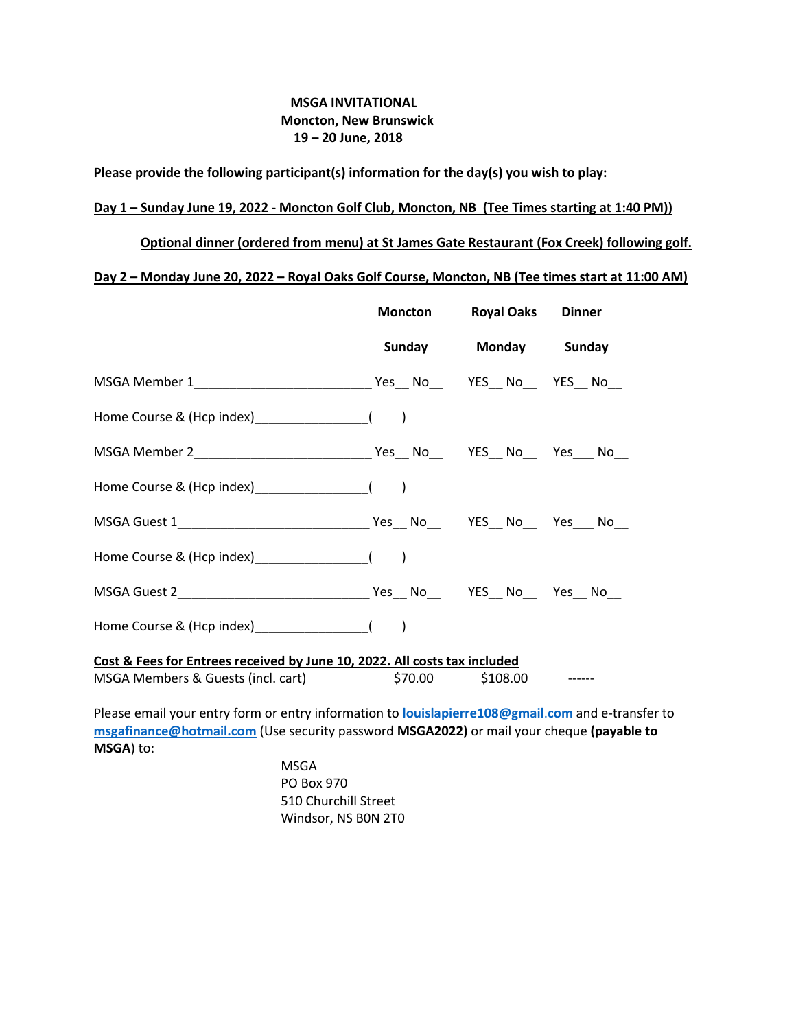**MSGA INVITATIONAL**
**Moncton, New Brunswick**
**19 – 20 June, 2018**

**Please provide the following participant(s) information for the day(s) you wish to play:**

**Day 1 – Sunday June 19, 2022 - Moncton Golf Club, Moncton, NB (Tee Times starting at 1:40 PM))**

**Optional dinner (ordered from menu) at St James Gate Restaurant (Fox Creek) following golf.**

**Day 2 – Monday June 20, 2022 – Royal Oaks Golf Course, Moncton, NB (Tee times start at 11:00 AM)**

| | **Moncton** | **Royal Oaks** | **Dinner** |
|---|---|---|---|
| | **Sunday** | **Monday** | **Sunday** |
| MSGA Member 1_________________________ | Yes__ No__ | YES__ No__ | YES__ No__ |
| Home Course & (Hcp index)________________( ) | | | |
| MSGA Member 2_________________________ | Yes__ No__ | YES__ No__ | Yes___ No__ |
| Home Course & (Hcp index)________________( ) | | | |
| MSGA Guest 1___________________________ | Yes__ No__ | YES__ No__ | Yes___ No__ |
| Home Course & (Hcp index)________________( ) | | | |
| MSGA Guest 2___________________________ | Yes__ No__ | YES__ No__ | Yes__ No__ |
| Home Course & (Hcp index)________________( ) | | | |
| **Cost & Fees for Entrees received by June 10, 2022. All costs tax included** | | | |
| MSGA Members & Guests (incl. cart) | $70.00 | $108.00 | ------ |

Please email your entry form or entry information to **louislapierre108@gmail.com** and e-transfer to **msgafinance@hotmail.com** (Use security password **MSGA2022)** or mail your cheque **(payable to MSGA**) to:

MSGA
PO Box 970
510 Churchill Street
Windsor, NS B0N 2T0